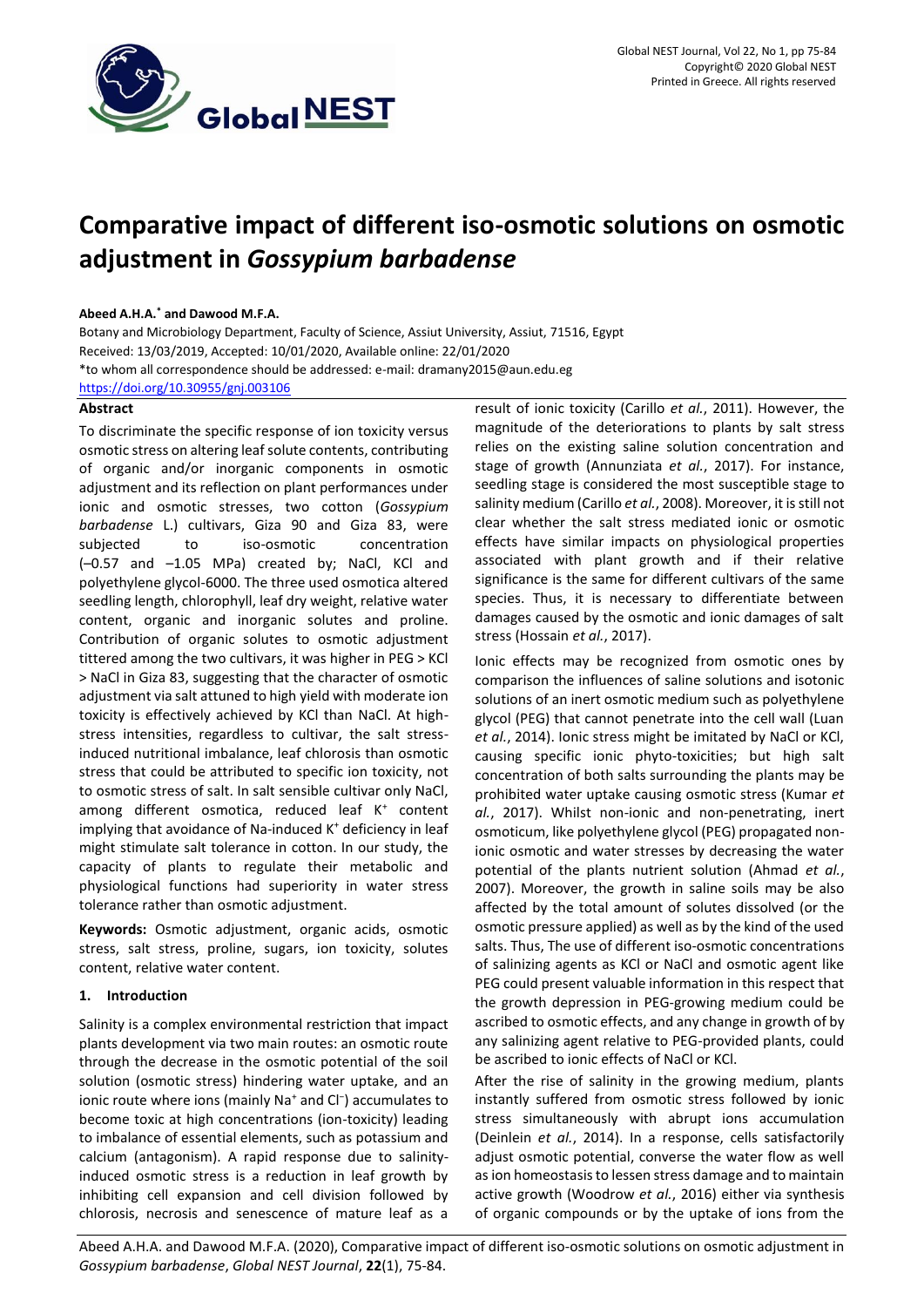# Comparative impact of different iso-osmotic solutions on osmotic adjustment in *Gossypium barbadense*

**Abeed A.H.A.* and Dawood M.F.A.**

Botany and Microbiology Department, Faculty of Science, Assiut University, Assiut, 71516, Egypt

Received: 13/03/2019, Accepted: 10/01/2020, Available online: 22/01/2020

*to whom all correspondence should be addressed: e-mail: dramany2015@aun.edu.eg

https://doi.org/10.30955/gnj.003106

## Abstract

To discriminate the specific response of ion toxicity versus osmotic stress on altering leaf solute contents, contributing of organic and/or inorganic components in osmotic adjustment and its reflection on plant performances under ionic and osmotic stresses, two cotton (*Gossypium barbadense* L.) cultivars, Giza 90 and Giza 83, were subjected to iso-osmotic concentration (–0.57 and –1.05 MPa) created by; NaCl, KCl and polyethylene glycol-6000. The three used osmotica altered seedling length, chlorophyll, leaf dry weight, relative water content, organic and inorganic solutes and proline. Contribution of organic solutes to osmotic adjustment tittered among the two cultivars, it was higher in PEG > KCl > NaCl in Giza 83, suggesting that the character of osmotic adjustment via salt attuned to high yield with moderate ion toxicity is effectively achieved by KCl than NaCl. At high-stress intensities, regardless to cultivar, the salt stress-induced nutritional imbalance, leaf chlorosis than osmotic stress that could be attributed to specific ion toxicity, not to osmotic stress of salt. In salt sensible cultivar only NaCl, among different osmotica, reduced leaf $K^+$ content implying that avoidance of Na-induced $K^+$ deficiency in leaf might stimulate salt tolerance in cotton. In our study, the capacity of plants to regulate their metabolic and physiological functions had superiority in water stress tolerance rather than osmotic adjustment.

**Keywords:** Osmotic adjustment, organic acids, osmotic stress, salt stress, proline, sugars, ion toxicity, solutes content, relative water content.

## 1. Introduction

Salinity is a complex environmental restriction that impact plants development via two main routes: an osmotic route through the decrease in the osmotic potential of the soil solution (osmotic stress) hindering water uptake, and an ionic route where ions (mainly $Na^+$ and $Cl^-$) accumulates to become toxic at high concentrations (ion-toxicity) leading to imbalance of essential elements, such as potassium and calcium (antagonism). A rapid response due to salinity-induced osmotic stress is a reduction in leaf growth by inhibiting cell expansion and cell division followed by chlorosis, necrosis and senescence of mature leaf as a result of ionic toxicity (Carillo *et al.*, 2011). However, the magnitude of the deteriorations to plants by salt stress relies on the existing saline solution concentration and stage of growth (Annunziata *et al.*, 2017). For instance, seedling stage is considered the most susceptible stage to salinity medium (Carillo *et al.*, 2008). Moreover, it is still not clear whether the salt stress mediated ionic or osmotic effects have similar impacts on physiological properties associated with plant growth and if their relative significance is the same for different cultivars of the same species. Thus, it is necessary to differentiate between damages caused by the osmotic and ionic damages of salt stress (Hossain *et al.*, 2017).

Ionic effects may be recognized from osmotic ones by comparison the influences of saline solutions and isotonic solutions of an inert osmotic medium such as polyethylene glycol (PEG) that cannot penetrate into the cell wall (Luan *et al.*, 2014). Ionic stress might be imitated by NaCl or KCl, causing specific ionic phyto-toxicities; but high salt concentration of both salts surrounding the plants may be prohibited water uptake causing osmotic stress (Kumar *et al.*, 2017). Whilst non-ionic and non-penetrating, inert osmoticum, like polyethylene glycol (PEG) propagated non-ionic osmotic and water stresses by decreasing the water potential of the plants nutrient solution (Ahmad *et al.*, 2007). Moreover, the growth in saline soils may be also affected by the total amount of solutes dissolved (or the osmotic pressure applied) as well as by the kind of the used salts. Thus, The use of different iso-osmotic concentrations of salinizing agents as KCl or NaCl and osmotic agent like PEG could present valuable information in this respect that the growth depression in PEG-growing medium could be ascribed to osmotic effects, and any change in growth of by any salinizing agent relative to PEG-provided plants, could be ascribed to ionic effects of NaCl or KCl.

After the rise of salinity in the growing medium, plants instantly suffered from osmotic stress followed by ionic stress simultaneously with abrupt ions accumulation (Deinlein *et al.*, 2014). In a response, cells satisfactorily adjust osmotic potential, converse the water flow as well as ion homeostasis to lessen stress damage and to maintain active growth (Woodrow *et al.*, 2016) either via synthesis of organic compounds or by the uptake of ions from the

Abeed A.H.A. and Dawood M.F.A. (2020), Comparative impact of different iso-osmotic solutions on osmotic adjustment in *Gossypium barbadense*, *Global NEST Journal*, **22**(1), 75-84.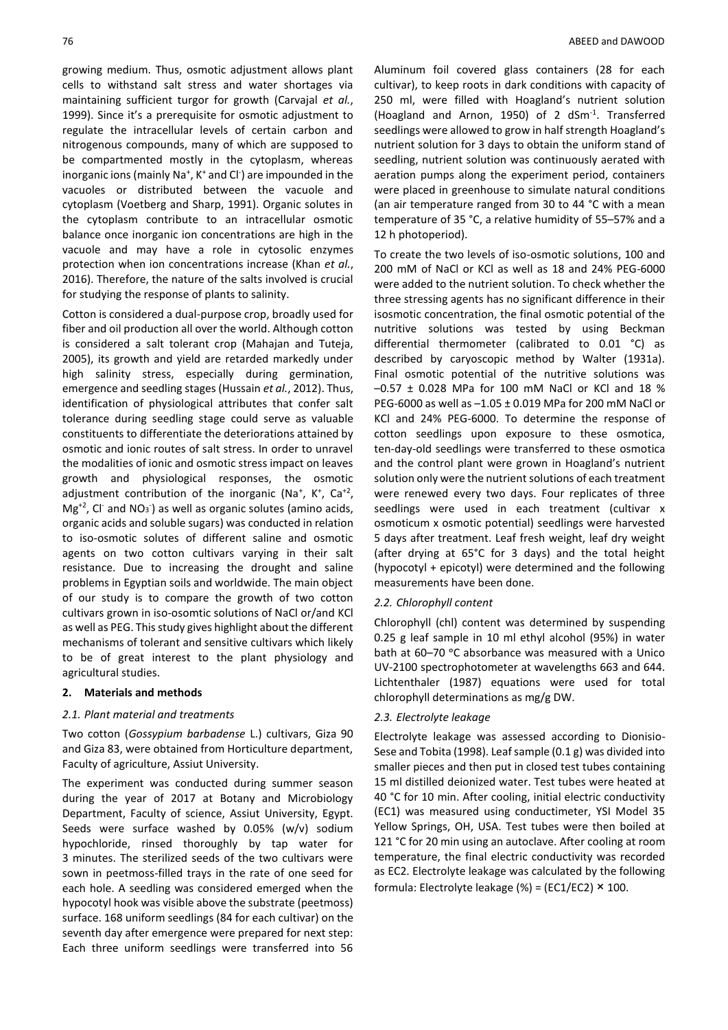growing medium. Thus, osmotic adjustment allows plant cells to withstand salt stress and water shortages via maintaining sufficient turgor for growth (Carvajal *et al.*, 1999). Since it's a prerequisite for osmotic adjustment to regulate the intracellular levels of certain carbon and nitrogenous compounds, many of which are supposed to be compartmented mostly in the cytoplasm, whereas inorganic ions (mainly $Na^+$, $K^+$ and $Cl^-$) are impounded in the vacuoles or distributed between the vacuole and cytoplasm (Voetberg and Sharp, 1991). Organic solutes in the cytoplasm contribute to an intracellular osmotic balance once inorganic ion concentrations are high in the vacuole and may have a role in cytosolic enzymes protection when ion concentrations increase (Khan *et al.*, 2016). Therefore, the nature of the salts involved is crucial for studying the response of plants to salinity.

Cotton is considered a dual-purpose crop, broadly used for fiber and oil production all over the world. Although cotton is considered a salt tolerant crop (Mahajan and Tuteja, 2005), its growth and yield are retarded markedly under high salinity stress, especially during germination, emergence and seedling stages (Hussain *et al.*, 2012). Thus, identification of physiological attributes that confer salt tolerance during seedling stage could serve as valuable constituents to differentiate the deteriorations attained by osmotic and ionic routes of salt stress. In order to unravel the modalities of ionic and osmotic stress impact on leaves growth and physiological responses, the osmotic adjustment contribution of the inorganic ($Na^+$, $K^+$, $Ca^{+2}$, $Mg^{+2}$, $Cl^-$ and $NO_3^-$) as well as organic solutes (amino acids, organic acids and soluble sugars) was conducted in relation to iso-osmotic solutes of different saline and osmotic agents on two cotton cultivars varying in their salt resistance. Due to increasing the drought and saline problems in Egyptian soils and worldwide. The main object of our study is to compare the growth of two cotton cultivars grown in iso-osomtic solutions of NaCl or/and KCl as well as PEG. This study gives highlight about the different mechanisms of tolerant and sensitive cultivars which likely to be of great interest to the plant physiology and agricultural studies.

## 2. Materials and methods

### 2.1. Plant material and treatments

Two cotton (*Gossypium barbadense* L.) cultivars, Giza 90 and Giza 83, were obtained from Horticulture department, Faculty of agriculture, Assiut University.

The experiment was conducted during summer season during the year of 2017 at Botany and Microbiology Department, Faculty of science, Assiut University, Egypt. Seeds were surface washed by 0.05% (w/v) sodium hypochloride, rinsed thoroughly by tap water for 3 minutes. The sterilized seeds of the two cultivars were sown in peetmoss-filled trays in the rate of one seed for each hole. A seedling was considered emerged when the hypocotyl hook was visible above the substrate (peetmoss) surface. 168 uniform seedlings (84 for each cultivar) on the seventh day after emergence were prepared for next step: Each three uniform seedlings were transferred into 56 Aluminum foil covered glass containers (28 for each cultivar), to keep roots in dark conditions with capacity of 250 ml, were filled with Hoagland's nutrient solution (Hoagland and Arnon, 1950) of 2 $dSm^{-1}$. Transferred seedlings were allowed to grow in half strength Hoagland's nutrient solution for 3 days to obtain the uniform stand of seedling, nutrient solution was continuously aerated with aeration pumps along the experiment period, containers were placed in greenhouse to simulate natural conditions (an air temperature ranged from 30 to 44 °C with a mean temperature of 35 °C, a relative humidity of 55–57% and a 12 h photoperiod).

To create the two levels of iso-osmotic solutions, 100 and 200 mM of NaCl or KCl as well as 18 and 24% PEG-6000 were added to the nutrient solution. To check whether the three stressing agents has no significant difference in their isosmotic concentration, the final osmotic potential of the nutritive solutions was tested by using Beckman differential thermometer (calibrated to 0.01 °C) as described by caryoscopic method by Walter (1931a). Final osmotic potential of the nutritive solutions was $-0.57 \pm 0.028$ MPa for 100 mM NaCl or KCl and 18 % PEG-6000 as well as $-1.05 \pm 0.019$ MPa for 200 mM NaCl or KCl and 24% PEG-6000. To determine the response of cotton seedlings upon exposure to these osmotica, ten-day-old seedlings were transferred to these osmotica and the control plant were grown in Hoagland's nutrient solution only were the nutrient solutions of each treatment were renewed every two days. Four replicates of three seedlings were used in each treatment (cultivar x osmoticum x osmotic potential) seedlings were harvested 5 days after treatment. Leaf fresh weight, leaf dry weight (after drying at 65°C for 3 days) and the total height (hypocotyl + epicotyl) were determined and the following measurements have been done.

### 2.2. Chlorophyll content

Chlorophyll (chl) content was determined by suspending 0.25 g leaf sample in 10 ml ethyl alcohol (95%) in water bath at 60–70 °C absorbance was measured with a Unico UV-2100 spectrophotometer at wavelengths 663 and 644. Lichtenthaler (1987) equations were used for total chlorophyll determinations as mg/g DW.

### 2.3. Electrolyte leakage

Electrolyte leakage was assessed according to Dionisio-Sese and Tobita (1998). Leaf sample (0.1 g) was divided into smaller pieces and then put in closed test tubes containing 15 ml distilled deionized water. Test tubes were heated at 40 °C for 10 min. After cooling, initial electric conductivity (EC1) was measured using conductimeter, YSI Model 35 Yellow Springs, OH, USA. Test tubes were then boiled at 121 °C for 20 min using an autoclave. After cooling at room temperature, the final electric conductivity was recorded as EC2. Electrolyte leakage was calculated by the following formula: Electrolyte leakage (%) = $(EC1/EC2) \times 100$.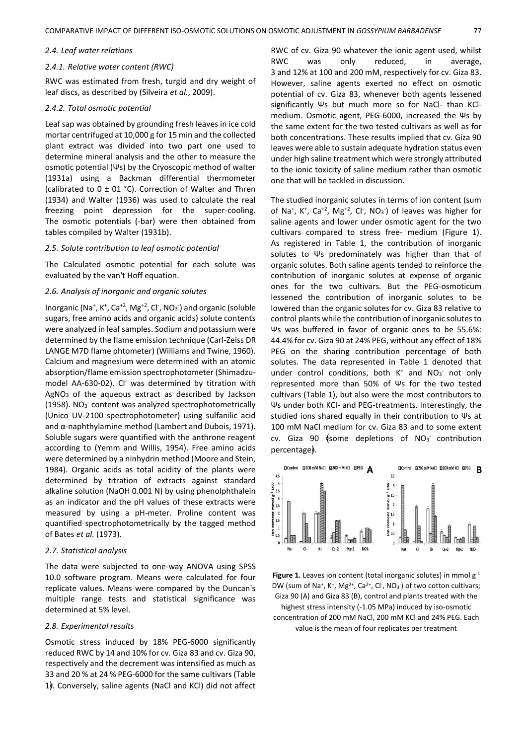### 2.4. Leaf water relations

#### 2.4.1. Relative water content (RWC)

RWC was estimated from fresh, turgid and dry weight of leaf discs, as described by (Silveira *et al.*, 2009).

#### 2.4.2. Total osmotic potential

Leaf sap was obtained by grounding fresh leaves in ice cold mortar centrifuged at 10,000 g for 15 min and the collected plant extract was divided into two part one used to determine mineral analysis and the other to measure the osmotic potential (Ψs) by the Cryoscopic method of walter (1931a) using a Backman differential thermometer (calibrated to 0 ± 01 °C). Correction of Walter and Thren (1934) and Walter (1936) was used to calculate the real freezing point depression for the super-cooling. The osmotic potentials (-bar) were then obtained from tables compiled by Walter (1931b).

### 2.5. Solute contribution to leaf osmotic potential

The Calculated osmotic potential for each solute was evaluated by the van't Hoff equation.

### 2.6. Analysis of inorganic and organic solutes

Inorganic ($Na^+$, $K^+$, $Ca^{+2}$, $Mg^{+2}$, $Cl^-$, $NO_3^-$) and organic (soluble sugars, free amino acids and organic acids) solute contents were analyzed in leaf samples. Sodium and potassium were determined by the flame emission technique (Carl-Zeiss DR LANGE M7D flame phtometer) (Williams and Twine, 1960). Calcium and magnesium were determined with an atomic absorption/flame emission spectrophotometer (Shimadzu-model AA-630-02). $Cl^-$ was determined by titration with $AgNO_3$ of the aqueous extract as described by Jackson (1958). $NO_3^-$ content was analyzed spectrophotometrically (Unico UV-2100 spectrophotometer) using sulfanilic acid and α-naphthylamine method (Lambert and Dubois, 1971). Soluble sugars were quantified with the anthrone reagent according to (Yemm and Willis, 1954). Free amino acids were determined by a ninhydrin method (Moore and Stein, 1984). Organic acids as total acidity of the plants were determined by titration of extracts against standard alkaline solution (NaOH 0.001 N) by using phenolphthalein as an indicator and the pH values of these extracts were measured by using a pH-meter. Proline content was quantified spectrophotometrically by the tagged method of Bates *et al.* (1973).

### 2.7. Statistical analysis

The data were subjected to one-way ANOVA using SPSS 10.0 software program. Means were calculated for four replicate values. Means were compared by the Duncan's multiple range tests and statistical significance was determined at 5% level.

### 2.8. Experimental results

Osmotic stress induced by 18% PEG-6000 significantly reduced RWC by 14 and 10% for cv. Giza 83 and cv. Giza 90, respectively and the decrement was intensified as much as 33 and 20 % at 24 % PEG-6000 for the same cultivars (Table 1). Conversely, saline agents (NaCl and KCl) did not affect RWC of cv. Giza 90 whatever the ionic agent used, whilst RWC was only reduced, in average, 3 and 12% at 100 and 200 mM, respectively for cv. Giza 83. However, saline agents exerted no effect on osmotic potential of cv. Giza 83, whenever both agents lessened significantly Ψs but much more so for NaCl- than KCl-medium. Osmotic agent, PEG-6000, increased the Ψs by the same extent for the two tested cultivars as well as for both concentrations. These results implied that cv. Giza 90 leaves were able to sustain adequate hydration status even under high saline treatment which were strongly attributed to the ionic toxicity of saline medium rather than osmotic one that will be tackled in discussion.

The studied inorganic solutes in terms of ion content (sum of $Na^+$, $K^+$, $Ca^{+2}$, $Mg^{+2}$, $Cl^-$, $NO_3^-$) of leaves was higher for saline agents and lower under osmotic agent for the two cultivars compared to stress free- medium (Figure 1). As registered in Table 1, the contribution of inorganic solutes to Ψs predominately was higher than that of organic solutes. Both saline agents tended to reinforce the contribution of inorganic solutes at expense of organic ones for the two cultivars. But the PEG-osmoticum lessened the contribution of inorganic solutes to be lowered than the organic solutes for cv. Giza 83 relative to control plants while the contribution of inorganic solutes to Ψs was buffered in favor of organic ones to be 55.6%: 44.4% for cv. Giza 90 at 24% PEG, without any effect of 18% PEG on the sharing contribution percentage of both solutes. The data represented in Table 1 denoted that under control conditions, both $K^+$ and $NO_3^-$ not only represented more than 50% of Ψs for the two tested cultivars (Table 1), but also were the most contributors to Ψs under both KCl- and PEG-treatments. Interestingly, the studied ions shared equally in their contribution to Ψs at 100 mM NaCl medium for cv. Giza 83 and to some extent cv. Giza 90 (some depletions of $NO_3^-$ contribution percentage).

**Figure 1.** Leaves ion content (total inorganic solutes) in mmol $g^{-1}$ DW (sum of $Na^+$, $K^+$, $Mg^{2+}$, $Ca^{2+}$, $Cl^-$, $NO_3^-$) of two cotton cultivars; Giza 90 (A) and Giza 83 (B), control and plants treated with the highest stress intensity (-1.05 MPa) induced by iso-osmotic concentration of 200 mM NaCl, 200 mM KCl and 24% PEG. Each value is the mean of four replicates per treatment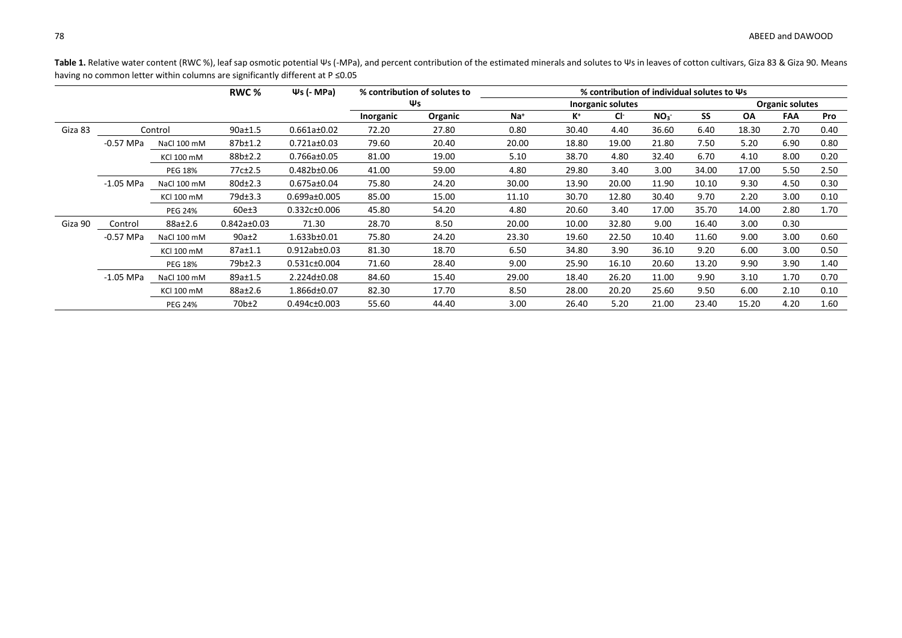**Table 1.** Relative water content (RWC %), leaf sap osmotic potential Ψs (-MPa), and percent contribution of the estimated minerals and solutes to Ψs in leaves of cotton cultivars, Giza 83 & Giza 90. Means having no common letter within columns are significantly different at P ≤0.05

| | | | RWC % | Ψs (- MPa) | % contribution of solutes to Ψs | | % contribution of individual solutes to Ψs | | | | | | | |
|---|---|---|---|---|---|---|---|---|---|---|---|---|---|---|
| | | | | | | | Inorganic solutes | | | | Organic solutes | | | |
| | | | | | Inorganic | Organic | $Na^+$ | $K^+$ | $Cl^-$ | $NO_3^-$ | SS | OA | FAA | Pro |
| Giza 83 | Control | | 90a±1.5 | 0.661a±0.02 | 72.20 | 27.80 | 0.80 | 30.40 | 4.40 | 36.60 | 6.40 | 18.30 | 2.70 | 0.40 |
| | -0.57 MPa | NaCl 100 mM | 87b±1.2 | 0.721a±0.03 | 79.60 | 20.40 | 20.00 | 18.80 | 19.00 | 21.80 | 7.50 | 5.20 | 6.90 | 0.80 |
| | | KCl 100 mM | 88b±2.2 | 0.766a±0.05 | 81.00 | 19.00 | 5.10 | 38.70 | 4.80 | 32.40 | 6.70 | 4.10 | 8.00 | 0.20 |
| | | PEG 18% | 77c±2.5 | 0.482b±0.06 | 41.00 | 59.00 | 4.80 | 29.80 | 3.40 | 3.00 | 34.00 | 17.00 | 5.50 | 2.50 |
| | -1.05 MPa | NaCl 100 mM | 80d±2.3 | 0.675a±0.04 | 75.80 | 24.20 | 30.00 | 13.90 | 20.00 | 11.90 | 10.10 | 9.30 | 4.50 | 0.30 |
| | | KCl 100 mM | 79d±3.3 | 0.699a±0.005 | 85.00 | 15.00 | 11.10 | 30.70 | 12.80 | 30.40 | 9.70 | 2.20 | 3.00 | 0.10 |
| | | PEG 24% | 60e±3 | 0.332c±0.006 | 45.80 | 54.20 | 4.80 | 20.60 | 3.40 | 17.00 | 35.70 | 14.00 | 2.80 | 1.70 |
| Giza 90 | Control | 88a±2.6 | 0.842a±0.03 | 71.30 | 28.70 | 8.50 | 20.00 | 10.00 | 32.80 | 9.00 | 16.40 | 3.00 | 0.30 | |
| | -0.57 MPa | NaCl 100 mM | 90a±2 | 1.633b±0.01 | 75.80 | 24.20 | 23.30 | 19.60 | 22.50 | 10.40 | 11.60 | 9.00 | 3.00 | 0.60 |
| | | KCl 100 mM | 87a±1.1 | 0.912ab±0.03 | 81.30 | 18.70 | 6.50 | 34.80 | 3.90 | 36.10 | 9.20 | 6.00 | 3.00 | 0.50 |
| | | PEG 18% | 79b±2.3 | 0.531c±0.004 | 71.60 | 28.40 | 9.00 | 25.90 | 16.10 | 20.60 | 13.20 | 9.90 | 3.90 | 1.40 |
| | -1.05 MPa | NaCl 100 mM | 89a±1.5 | 2.224d±0.08 | 84.60 | 15.40 | 29.00 | 18.40 | 26.20 | 11.00 | 9.90 | 3.10 | 1.70 | 0.70 |
| | | KCl 100 mM | 88a±2.6 | 1.866d±0.07 | 82.30 | 17.70 | 8.50 | 28.00 | 20.20 | 25.60 | 9.50 | 6.00 | 2.10 | 0.10 |
| | | PEG 24% | 70b±2 | 0.494c±0.003 | 55.60 | 44.40 | 3.00 | 26.40 | 5.20 | 21.00 | 23.40 | 15.20 | 4.20 | 1.60 |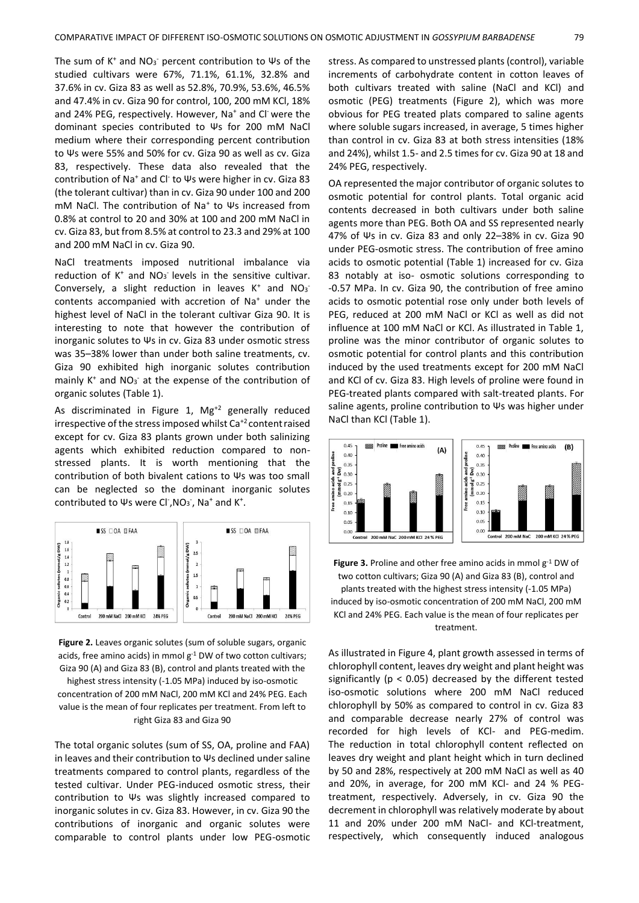The sum of $K^+$ and $NO_3^-$ percent contribution to Ψs of the studied cultivars were 67%, 71.1%, 61.1%, 32.8% and 37.6% in cv. Giza 83 as well as 52.8%, 70.9%, 53.6%, 46.5% and 47.4% in cv. Giza 90 for control, 100, 200 mM KCl, 18% and 24% PEG, respectively. However, $Na^+$ and $Cl^-$ were the dominant species contributed to Ψs for 200 mM NaCl medium where their corresponding percent contribution to Ψs were 55% and 50% for cv. Giza 90 as well as cv. Giza 83, respectively. These data also revealed that the contribution of $Na^+$ and $Cl^-$ to Ψs were higher in cv. Giza 83 (the tolerant cultivar) than in cv. Giza 90 under 100 and 200 mM NaCl. The contribution of $Na^+$ to Ψs increased from 0.8% at control to 20 and 30% at 100 and 200 mM NaCl in cv. Giza 83, but from 8.5% at control to 23.3 and 29% at 100 and 200 mM NaCl in cv. Giza 90.

NaCl treatments imposed nutritional imbalance via reduction of $K^+$ and $NO_3^-$ levels in the sensitive cultivar. Conversely, a slight reduction in leaves $K^+$ and $NO_3^-$ contents accompanied with accretion of $Na^+$ under the highest level of NaCl in the tolerant cultivar Giza 90. It is interesting to note that however the contribution of inorganic solutes to Ψs in cv. Giza 83 under osmotic stress was 35–38% lower than under both saline treatments, cv. Giza 90 exhibited high inorganic solutes contribution mainly $K^+$ and $NO_3^-$ at the expense of the contribution of organic solutes (Table 1).

As discriminated in Figure 1, $Mg^{+2}$ generally reduced irrespective of the stress imposed whilst $Ca^{+2}$ content raised except for cv. Giza 83 plants grown under both salinizing agents which exhibited reduction compared to non-stressed plants. It is worth mentioning that the contribution of both bivalent cations to Ψs was too small can be neglected so the dominant inorganic solutes contributed to Ψs were $Cl^-$, $NO_3^-$, $Na^+$ and $K^+$.

**Figure 2.** Leaves organic solutes (sum of soluble sugars, organic acids, free amino acids) in mmol $g^{-1}$ DW of two cotton cultivars; Giza 90 (A) and Giza 83 (B), control and plants treated with the highest stress intensity (-1.05 MPa) induced by iso-osmotic concentration of 200 mM NaCl, 200 mM KCl and 24% PEG. Each value is the mean of four replicates per treatment. From left to right Giza 83 and Giza 90

The total organic solutes (sum of SS, OA, proline and FAA) in leaves and their contribution to Ψs declined under saline treatments compared to control plants, regardless of the tested cultivar. Under PEG-induced osmotic stress, their contribution to Ψs was slightly increased compared to inorganic solutes in cv. Giza 83. However, in cv. Giza 90 the contributions of inorganic and organic solutes were comparable to control plants under low PEG-osmotic stress. As compared to unstressed plants (control), variable increments of carbohydrate content in cotton leaves of both cultivars treated with saline (NaCl and KCl) and osmotic (PEG) treatments (Figure 2), which was more obvious for PEG treated plats compared to saline agents where soluble sugars increased, in average, 5 times higher than control in cv. Giza 83 at both stress intensities (18% and 24%), whilst 1.5- and 2.5 times for cv. Giza 90 at 18 and 24% PEG, respectively.

OA represented the major contributor of organic solutes to osmotic potential for control plants. Total organic acid contents decreased in both cultivars under both saline agents more than PEG. Both OA and SS represented nearly 47% of Ψs in cv. Giza 83 and only 22–38% in cv. Giza 90 under PEG-osmotic stress. The contribution of free amino acids to osmotic potential (Table 1) increased for cv. Giza 83 notably at iso- osmotic solutions corresponding to -0.57 MPa. In cv. Giza 90, the contribution of free amino acids to osmotic potential rose only under both levels of PEG, reduced at 200 mM NaCl or KCl as well as did not influence at 100 mM NaCl or KCl. As illustrated in Table 1, proline was the minor contributor of organic solutes to osmotic potential for control plants and this contribution induced by the used treatments except for 200 mM NaCl and KCl of cv. Giza 83. High levels of proline were found in PEG-treated plants compared with salt-treated plants. For saline agents, proline contribution to Ψs was higher under NaCl than KCl (Table 1).

**Figure 3.** Proline and other free amino acids in mmol $g^{-1}$ DW of two cotton cultivars; Giza 90 (A) and Giza 83 (B), control and plants treated with the highest stress intensity (-1.05 MPa) induced by iso-osmotic concentration of 200 mM NaCl, 200 mM KCl and 24% PEG. Each value is the mean of four replicates per treatment.

As illustrated in Figure 4, plant growth assessed in terms of chlorophyll content, leaves dry weight and plant height was significantly ($p < 0.05$) decreased by the different tested iso-osmotic solutions where 200 mM NaCl reduced chlorophyll by 50% as compared to control in cv. Giza 83 and comparable decrease nearly 27% of control was recorded for high levels of KCl- and PEG-medim. The reduction in total chlorophyll content reflected on leaves dry weight and plant height which in turn declined by 50 and 28%, respectively at 200 mM NaCl as well as 40 and 20%, in average, for 200 mM KCl- and 24 % PEG-treatment, respectively. Adversely, in cv. Giza 90 the decrement in chlorophyll was relatively moderate by about 11 and 20% under 200 mM NaCl- and KCl-treatment, respectively, which consequently induced analogous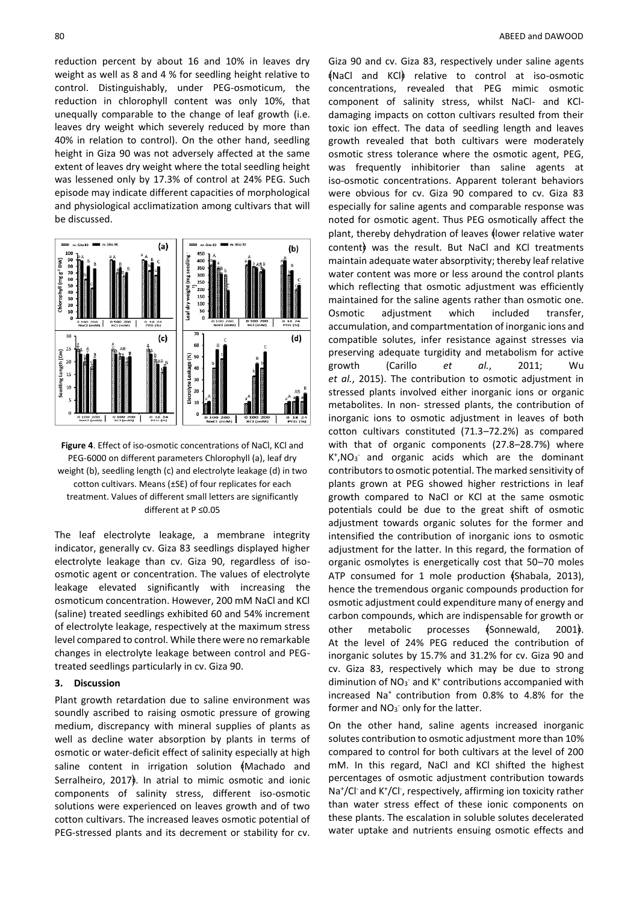reduction percent by about 16 and 10% in leaves dry weight as well as 8 and 4 % for seedling height relative to control. Distinguishably, under PEG-osmoticum, the reduction in chlorophyll content was only 10%, that unequally comparable to the change of leaf growth (i.e. leaves dry weight which severely reduced by more than 40% in relation to control). On the other hand, seedling height in Giza 90 was not adversely affected at the same extent of leaves dry weight where the total seedling height was lessened only by 17.3% of control at 24% PEG. Such episode may indicate different capacities of morphological and physiological acclimatization among cultivars that will be discussed.

**Figure 4**. Effect of iso-osmotic concentrations of NaCl, KCl and PEG-6000 on different parameters Chlorophyll (a), leaf dry weight (b), seedling length (c) and electrolyte leakage (d) in two cotton cultivars. Means (±SE) of four replicates for each treatment. Values of different small letters are significantly different at P ≤0.05

The leaf electrolyte leakage, a membrane integrity indicator, generally cv. Giza 83 seedlings displayed higher electrolyte leakage than cv. Giza 90, regardless of iso-osmotic agent or concentration. The values of electrolyte leakage elevated significantly with increasing the osmoticum concentration. However, 200 mM NaCl and KCl (saline) treated seedlings exhibited 60 and 54% increment of electrolyte leakage, respectively at the maximum stress level compared to control. While there were no remarkable changes in electrolyte leakage between control and PEG-treated seedlings particularly in cv. Giza 90.

## 3. Discussion

Plant growth retardation due to saline environment was soundly ascribed to raising osmotic pressure of growing medium, discrepancy with mineral supplies of plants as well as decline water absorption by plants in terms of osmotic or water-deficit effect of salinity especially at high saline content in irrigation solution (Machado and Serralheiro, 2017). In atrial to mimic osmotic and ionic components of salinity stress, different iso-osmotic solutions were experienced on leaves growth and of two cotton cultivars. The increased leaves osmotic potential of PEG-stressed plants and its decrement or stability for cv. Giza 90 and cv. Giza 83, respectively under saline agents (NaCl and KCl) relative to control at iso-osmotic concentrations, revealed that PEG mimic osmotic component of salinity stress, whilst NaCl- and KCl-damaging impacts on cotton cultivars resulted from their toxic ion effect. The data of seedling length and leaves growth revealed that both cultivars were moderately osmotic stress tolerance where the osmotic agent, PEG, was frequently inhibitorier than saline agents at iso-osmotic concentrations. Apparent tolerant behaviors were obvious for cv. Giza 90 compared to cv. Giza 83 especially for saline agents and comparable response was noted for osmotic agent. Thus PEG osmotically affect the plant, thereby dehydration of leaves (lower relative water content) was the result. But NaCl and KCl treatments maintain adequate water absorptivity; thereby leaf relative water content was more or less around the control plants which reflecting that osmotic adjustment was efficiently maintained for the saline agents rather than osmotic one. Osmotic adjustment which included transfer, accumulation, and compartmentation of inorganic ions and compatible solutes, infer resistance against stresses via preserving adequate turgidity and metabolism for active growth (Carillo *et al.*, 2011; Wu *et al.*, 2015). The contribution to osmotic adjustment in stressed plants involved either inorganic ions or organic metabolites. In non- stressed plants, the contribution of inorganic ions to osmotic adjustment in leaves of both cotton cultivars constituted (71.3–72.2%) as compared with that of organic components (27.8–28.7%) where $K^+$,$NO_3^-$ and organic acids which are the dominant contributors to osmotic potential. The marked sensitivity of plants grown at PEG showed higher restrictions in leaf growth compared to NaCl or KCl at the same osmotic potentials could be due to the great shift of osmotic adjustment towards organic solutes for the former and intensified the contribution of inorganic ions to osmotic adjustment for the latter. In this regard, the formation of organic osmolytes is energetically cost that 50–70 moles ATP consumed for 1 mole production (Shabala, 2013), hence the tremendous organic compounds production for osmotic adjustment could expenditure many of energy and carbon compounds, which are indispensable for growth or other metabolic processes (Sonnewald, 2001). At the level of 24% PEG reduced the contribution of inorganic solutes by 15.7% and 31.2% for cv. Giza 90 and cv. Giza 83, respectively which may be due to strong diminution of $NO_3^-$ and $K^+$ contributions accompanied with increased $Na^+$ contribution from 0.8% to 4.8% for the former and $NO_3^-$ only for the latter.

On the other hand, saline agents increased inorganic solutes contribution to osmotic adjustment more than 10% compared to control for both cultivars at the level of 200 mM. In this regard, NaCl and KCl shifted the highest percentages of osmotic adjustment contribution towards $Na^+$/$Cl^-$ and $K^+$/$Cl^-$, respectively, affirming ion toxicity rather than water stress effect of these ionic components on these plants. The escalation in soluble solutes decelerated water uptake and nutrients ensuing osmotic effects and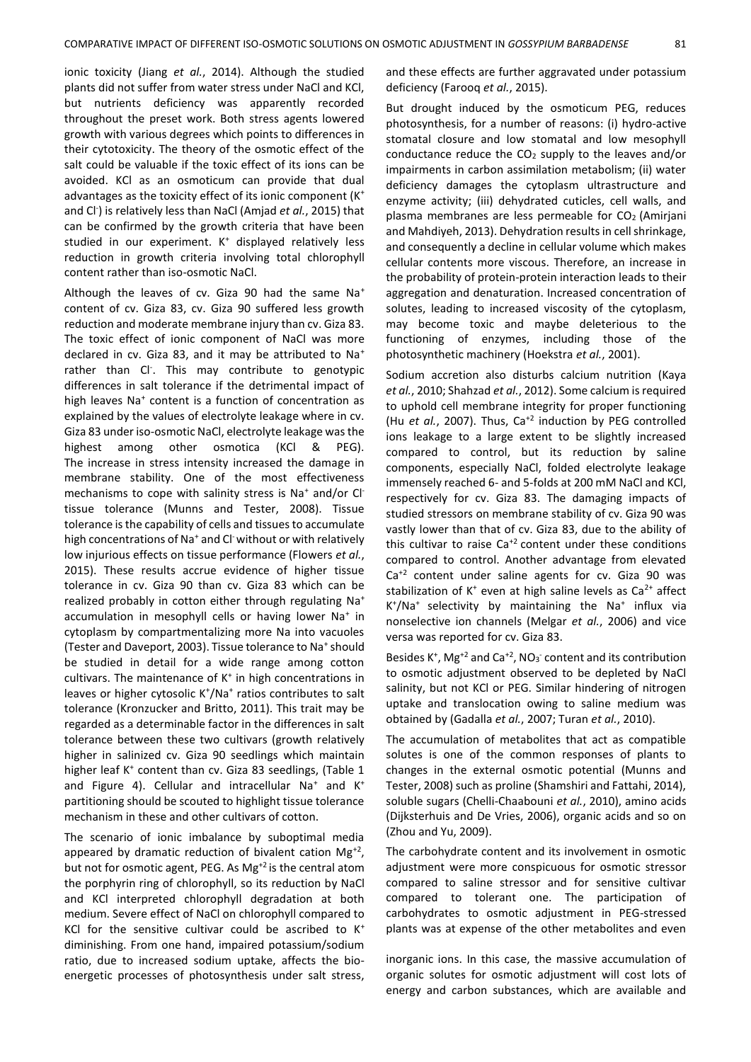ionic toxicity (Jiang *et al.*, 2014). Although the studied plants did not suffer from water stress under NaCl and KCl, but nutrients deficiency was apparently recorded throughout the preset work. Both stress agents lowered growth with various degrees which points to differences in their cytotoxicity. The theory of the osmotic effect of the salt could be valuable if the toxic effect of its ions can be avoided. KCl as an osmoticum can provide that dual advantages as the toxicity effect of its ionic component ($K^+$ and $Cl^-$) is relatively less than NaCl (Amjad *et al.*, 2015) that can be confirmed by the growth criteria that have been studied in our experiment. $K^+$ displayed relatively less reduction in growth criteria involving total chlorophyll content rather than iso-osmotic NaCl.

Although the leaves of cv. Giza 90 had the same $Na^+$ content of cv. Giza 83, cv. Giza 90 suffered less growth reduction and moderate membrane injury than cv. Giza 83. The toxic effect of ionic component of NaCl was more declared in cv. Giza 83, and it may be attributed to $Na^+$ rather than $Cl^-$. This may contribute to genotypic differences in salt tolerance if the detrimental impact of high leaves $Na^+$ content is a function of concentration as explained by the values of electrolyte leakage where in cv. Giza 83 under iso-osmotic NaCl, electrolyte leakage was the highest among other osmotica (KCl & PEG). The increase in stress intensity increased the damage in membrane stability. One of the most effectiveness mechanisms to cope with salinity stress is $Na^+$ and/or $Cl^-$ tissue tolerance (Munns and Tester, 2008). Tissue tolerance is the capability of cells and tissues to accumulate high concentrations of $Na^+$ and $Cl^-$ without or with relatively low injurious effects on tissue performance (Flowers *et al.*, 2015). These results accrue evidence of higher tissue tolerance in cv. Giza 90 than cv. Giza 83 which can be realized probably in cotton either through regulating $Na^+$ accumulation in mesophyll cells or having lower $Na^+$ in cytoplasm by compartmentalizing more Na into vacuoles (Tester and Daveport, 2003). Tissue tolerance to $Na^+$ should be studied in detail for a wide range among cotton cultivars. The maintenance of $K^+$ in high concentrations in leaves or higher cytosolic $K^+/Na^+$ ratios contributes to salt tolerance (Kronzucker and Britto, 2011). This trait may be regarded as a determinable factor in the differences in salt tolerance between these two cultivars (growth relatively higher in salinized cv. Giza 90 seedlings which maintain higher leaf $K^+$ content than cv. Giza 83 seedlings, (Table 1 and Figure 4). Cellular and intracellular $Na^+$ and $K^+$ partitioning should be scouted to highlight tissue tolerance mechanism in these and other cultivars of cotton.

The scenario of ionic imbalance by suboptimal media appeared by dramatic reduction of bivalent cation $Mg^{+2}$, but not for osmotic agent, PEG. As $Mg^{+2}$ is the central atom the porphyrin ring of chlorophyll, so its reduction by NaCl and KCl interpreted chlorophyll degradation at both medium. Severe effect of NaCl on chlorophyll compared to KCl for the sensitive cultivar could be ascribed to $K^+$ diminishing. From one hand, impaired potassium/sodium ratio, due to increased sodium uptake, affects the bio-energetic processes of photosynthesis under salt stress, and these effects are further aggravated under potassium deficiency (Farooq *et al.*, 2015).

But drought induced by the osmoticum PEG, reduces photosynthesis, for a number of reasons: (i) hydro-active stomatal closure and low stomatal and low mesophyll conductance reduce the $CO_2$ supply to the leaves and/or impairments in carbon assimilation metabolism; (ii) water deficiency damages the cytoplasm ultrastructure and enzyme activity; (iii) dehydrated cuticles, cell walls, and plasma membranes are less permeable for $CO_2$ (Amirjani and Mahdiyeh, 2013). Dehydration results in cell shrinkage, and consequently a decline in cellular volume which makes cellular contents more viscous. Therefore, an increase in the probability of protein-protein interaction leads to their aggregation and denaturation. Increased concentration of solutes, leading to increased viscosity of the cytoplasm, may become toxic and maybe deleterious to the functioning of enzymes, including those of the photosynthetic machinery (Hoekstra *et al.*, 2001).

Sodium accretion also disturbs calcium nutrition (Kaya *et al.*, 2010; Shahzad *et al.*, 2012). Some calcium is required to uphold cell membrane integrity for proper functioning (Hu *et al.*, 2007). Thus, $Ca^{+2}$ induction by PEG controlled ions leakage to a large extent to be slightly increased compared to control, but its reduction by saline components, especially NaCl, folded electrolyte leakage immensely reached 6- and 5-folds at 200 mM NaCl and KCl, respectively for cv. Giza 83. The damaging impacts of studied stressors on membrane stability of cv. Giza 90 was vastly lower than that of cv. Giza 83, due to the ability of this cultivar to raise $Ca^{+2}$ content under these conditions compared to control. Another advantage from elevated $Ca^{+2}$ content under saline agents for cv. Giza 90 was stabilization of $K^+$ even at high saline levels as $Ca^{2+}$ affect $K^+/Na^+$ selectivity by maintaining the $Na^+$ influx via nonselective ion channels (Melgar *et al.*, 2006) and vice versa was reported for cv. Giza 83.

Besides $K^+$, $Mg^{+2}$ and $Ca^{+2}$, $NO_3^-$ content and its contribution to osmotic adjustment observed to be depleted by NaCl salinity, but not KCl or PEG. Similar hindering of nitrogen uptake and translocation owing to saline medium was obtained by (Gadalla *et al.*, 2007; Turan *et al.*, 2010).

The accumulation of metabolites that act as compatible solutes is one of the common responses of plants to changes in the external osmotic potential (Munns and Tester, 2008) such as proline (Shamshiri and Fattahi, 2014), soluble sugars (Chelli-Chaabouni *et al.*, 2010), amino acids (Dijksterhuis and De Vries, 2006), organic acids and so on (Zhou and Yu, 2009).

The carbohydrate content and its involvement in osmotic adjustment were more conspicuous for osmotic stressor compared to saline stressor and for sensitive cultivar compared to tolerant one. The participation of carbohydrates to osmotic adjustment in PEG-stressed plants was at expense of the other metabolites and even inorganic ions. In this case, the massive accumulation of organic solutes for osmotic adjustment will cost lots of energy and carbon substances, which are available and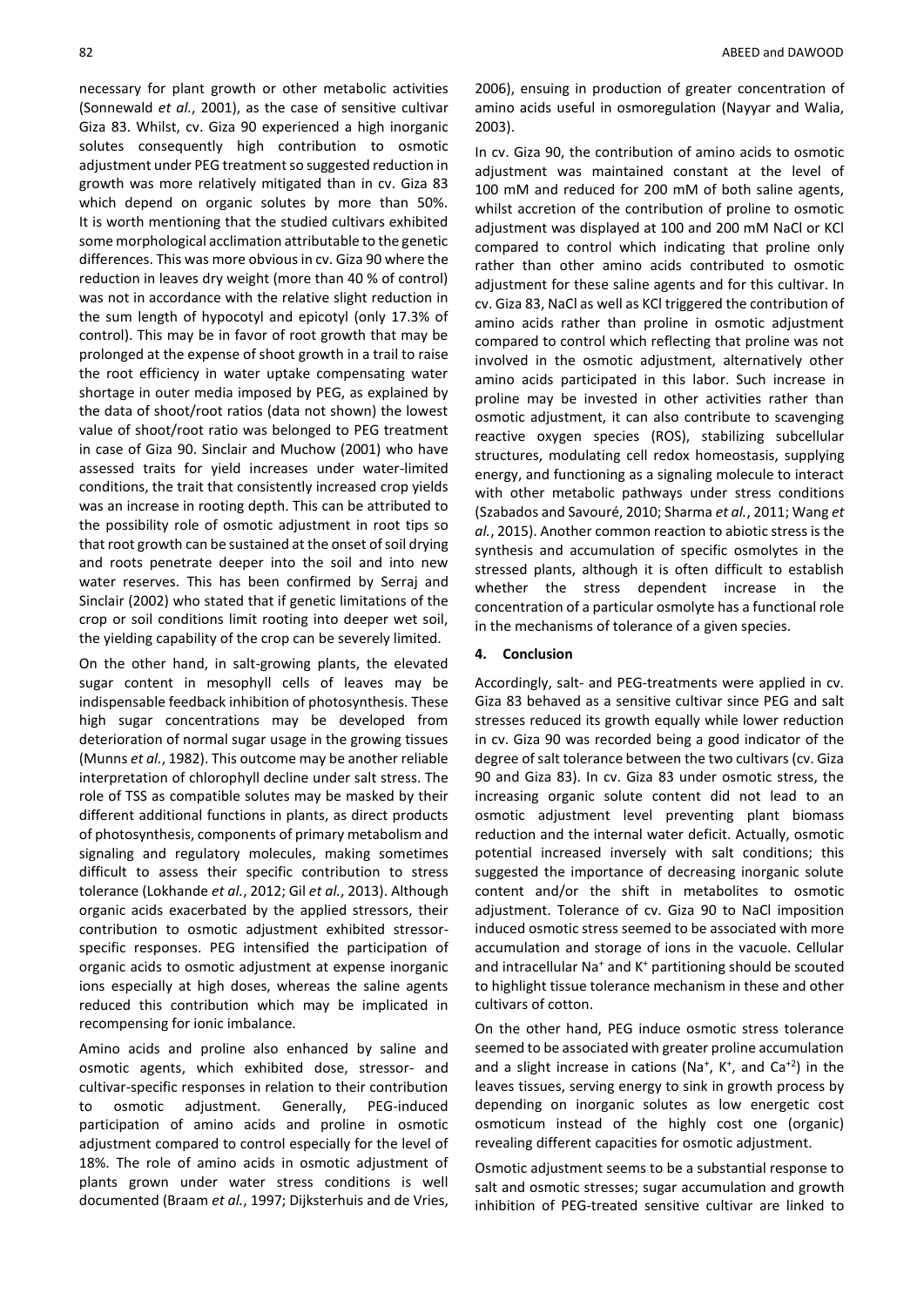necessary for plant growth or other metabolic activities (Sonnewald *et al.*, 2001), as the case of sensitive cultivar Giza 83. Whilst, cv. Giza 90 experienced a high inorganic solutes consequently high contribution to osmotic adjustment under PEG treatment so suggested reduction in growth was more relatively mitigated than in cv. Giza 83 which depend on organic solutes by more than 50%. It is worth mentioning that the studied cultivars exhibited some morphological acclimation attributable to the genetic differences. This was more obvious in cv. Giza 90 where the reduction in leaves dry weight (more than 40 % of control) was not in accordance with the relative slight reduction in the sum length of hypocotyl and epicotyl (only 17.3% of control). This may be in favor of root growth that may be prolonged at the expense of shoot growth in a trail to raise the root efficiency in water uptake compensating water shortage in outer media imposed by PEG, as explained by the data of shoot/root ratios (data not shown) the lowest value of shoot/root ratio was belonged to PEG treatment in case of Giza 90. Sinclair and Muchow (2001) who have assessed traits for yield increases under water-limited conditions, the trait that consistently increased crop yields was an increase in rooting depth. This can be attributed to the possibility role of osmotic adjustment in root tips so that root growth can be sustained at the onset of soil drying and roots penetrate deeper into the soil and into new water reserves. This has been confirmed by Serraj and Sinclair (2002) who stated that if genetic limitations of the crop or soil conditions limit rooting into deeper wet soil, the yielding capability of the crop can be severely limited.

On the other hand, in salt-growing plants, the elevated sugar content in mesophyll cells of leaves may be indispensable feedback inhibition of photosynthesis. These high sugar concentrations may be developed from deterioration of normal sugar usage in the growing tissues (Munns *et al.*, 1982). This outcome may be another reliable interpretation of chlorophyll decline under salt stress. The role of TSS as compatible solutes may be masked by their different additional functions in plants, as direct products of photosynthesis, components of primary metabolism and signaling and regulatory molecules, making sometimes difficult to assess their specific contribution to stress tolerance (Lokhande *et al.*, 2012; Gil *et al.*, 2013). Although organic acids exacerbated by the applied stressors, their contribution to osmotic adjustment exhibited stressor-specific responses. PEG intensified the participation of organic acids to osmotic adjustment at expense inorganic ions especially at high doses, whereas the saline agents reduced this contribution which may be implicated in recompensing for ionic imbalance.

Amino acids and proline also enhanced by saline and osmotic agents, which exhibited dose, stressor- and cultivar-specific responses in relation to their contribution to osmotic adjustment. Generally, PEG-induced participation of amino acids and proline in osmotic adjustment compared to control especially for the level of 18%. The role of amino acids in osmotic adjustment of plants grown under water stress conditions is well documented (Braam *et al.*, 1997; Dijksterhuis and de Vries, 2006), ensuing in production of greater concentration of amino acids useful in osmoregulation (Nayyar and Walia, 2003).

In cv. Giza 90, the contribution of amino acids to osmotic adjustment was maintained constant at the level of 100 mM and reduced for 200 mM of both saline agents, whilst accretion of the contribution of proline to osmotic adjustment was displayed at 100 and 200 mM NaCl or KCl compared to control which indicating that proline only rather than other amino acids contributed to osmotic adjustment for these saline agents and for this cultivar. In cv. Giza 83, NaCl as well as KCl triggered the contribution of amino acids rather than proline in osmotic adjustment compared to control which reflecting that proline was not involved in the osmotic adjustment, alternatively other amino acids participated in this labor. Such increase in proline may be invested in other activities rather than osmotic adjustment, it can also contribute to scavenging reactive oxygen species (ROS), stabilizing subcellular structures, modulating cell redox homeostasis, supplying energy, and functioning as a signaling molecule to interact with other metabolic pathways under stress conditions (Szabados and Savouré, 2010; Sharma *et al.*, 2011; Wang *et al.*, 2015). Another common reaction to abiotic stress is the synthesis and accumulation of specific osmolytes in the stressed plants, although it is often difficult to establish whether the stress dependent increase in the concentration of a particular osmolyte has a functional role in the mechanisms of tolerance of a given species.

## 4. Conclusion

Accordingly, salt- and PEG-treatments were applied in cv. Giza 83 behaved as a sensitive cultivar since PEG and salt stresses reduced its growth equally while lower reduction in cv. Giza 90 was recorded being a good indicator of the degree of salt tolerance between the two cultivars (cv. Giza 90 and Giza 83). In cv. Giza 83 under osmotic stress, the increasing organic solute content did not lead to an osmotic adjustment level preventing plant biomass reduction and the internal water deficit. Actually, osmotic potential increased inversely with salt conditions; this suggested the importance of decreasing inorganic solute content and/or the shift in metabolites to osmotic adjustment. Tolerance of cv. Giza 90 to NaCl imposition induced osmotic stress seemed to be associated with more accumulation and storage of ions in the vacuole. Cellular and intracellular $Na^+$ and $K^+$ partitioning should be scouted to highlight tissue tolerance mechanism in these and other cultivars of cotton.

On the other hand, PEG induce osmotic stress tolerance seemed to be associated with greater proline accumulation and a slight increase in cations ($Na^+$, $K^+$, and $Ca^{+2}$) in the leaves tissues, serving energy to sink in growth process by depending on inorganic solutes as low energetic cost osmoticum instead of the highly cost one (organic) revealing different capacities for osmotic adjustment.

Osmotic adjustment seems to be a substantial response to salt and osmotic stresses; sugar accumulation and growth inhibition of PEG-treated sensitive cultivar are linked to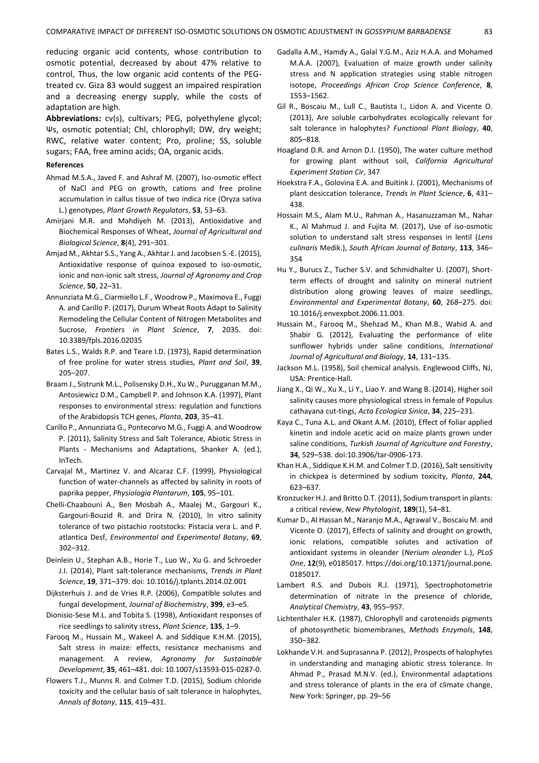reducing organic acid contents, whose contribution to osmotic potential, decreased by about 47% relative to control, Thus, the low organic acid contents of the PEG-treated cv. Giza 83 would suggest an impaired respiration and a decreasing energy supply, while the costs of adaptation are high.

**Abbreviations:** cv(s), cultivars; PEG, polyethylene glycol; Ψs, osmotic potential; Chl, chlorophyll; DW, dry weight; RWC, relative water content; Pro, proline; SS, soluble sugars; FAA, free amino acids; OA, organic acids.

**References**

Ahmad M.S.A., Javed F. and Ashraf M. (2007), Iso-osmotic effect of NaCl and PEG on growth, cations and free proline accumulation in callus tissue of two indica rice (Oryza sativa L.) genotypes, *Plant Growth Regulators*, **53**, 53–63.

Amirjani M.R. and Mahdiyeh M. (2013), Antioxidative and Biochemical Responses of Wheat, *Journal of Agricultural and Biological Science*, **8**(4), 291–301.

Amjad M., Akhtar S.S., Yang A., Akhtar J. and Jacobsen S.-E. (2015), Antioxidative response of quinoa exposed to iso-osmotic, ionic and non-ionic salt stress, *Journal of Agronomy and Crop Science*, **50**, 22–31.

Annunziata M.G., Ciarmiello L.F., Woodrow P., Maximova E., Fuggi A. and Carillo P. (2017), Durum Wheat Roots Adapt to Salinity Remodeling the Cellular Content of Nitrogen Metabolites and Sucrose, *Frontiers in Plant Science*, **7**, 2035. doi: 10.3389/fpls.2016.02035

Bates L.S., Walds R.P. and Teare I.D. (1973), Rapid determination of free proline for water stress studies, *Plant and Soil*, **39**, 205–207.

Braam J., Sistrunk M.L., Polisensky D.H., Xu W., Purugganan M.M., Antosiewicz D.M., Campbell P. and Johnson K.A. (1997), Plant responses to environmental stress: regulation and functions of the Arabidopsis TCH genes, *Planta*, **203**, 35–41.

Carillo P., Annunziata G., Pontecorvo M.G., Fuggi A. and Woodrow P. (2011), Salinity Stress and Salt Tolerance, Abiotic Stress in Plants - Mechanisms and Adaptations, Shanker A. (ed.), InTech.

Carvajal M., Martinez V. and Alcaraz C.F. (1999), Physiological function of water-channels as affected by salinity in roots of paprika pepper, *Physiologia Plantarum*, **105**, 95–101.

Chelli-Chaabouni A., Ben Mosbah A., Maalej M., Gargouri K., Gargouri-Bouzid R. and Drira N. (2010), In vitro salinity tolerance of two pistachio rootstocks: Pistacia vera L. and P. atlantica Desf, *Environmental and Experimental Botany*, **69**, 302–312.

Deinlein U., Stephan A.B., Horie T., Luo W., Xu G. and Schroeder J.I. (2014), Plant salt-tolerance mechanisms, *Trends in Plant Science*, **19**, 371–379. doi: 10.1016/j.tplants.2014.02.001

Dijksterhuis J. and de Vries R.P. (2006), Compatible solutes and fungal development, *Journal of Biochemistry*, **399**, e3–e5.

Dionisio-Sese M.L. and Tobita S. (1998), Antioxidant responses of rice seedlings to salinity stress, *Plant Science*, **135**, 1–9.

Farooq M., Hussain M., Wakeel A. and Siddique K.H.M. (2015), Salt stress in maize: effects, resistance mechanisms and management. A review, *Agronomy for Sustainable Development*, **35**, 461–481. doi: 10.1007/s13593-015-0287-0.

Flowers T.J., Munns R. and Colmer T.D. (2015), Sodium chloride toxicity and the cellular basis of salt tolerance in halophytes, *Annals of Botany*, **115**, 419–431.

Gadalla A.M., Hamdy A., Galal Y.G.M., Aziz H.A.A. and Mohamed M.A.A. (2007), Evaluation of maize growth under salinity stress and N application strategies using stable nitrogen isotope, *Proceedings African Crop Science Conference*, **8**, 1553–1562.

Gil R., Boscaiu M., Lull C., Bautista I., Lidon A. and Vicente O. (2013), Are soluble carbohydrates ecologically relevant for salt tolerance in halophytes? *Functional Plant Biology*, **40**, 805–818.

Hoagland D.R. and Arnon D.I. (1950), The water culture method for growing plant without soil, *California Agricultural Experiment Station Cir*, 347

Hoekstra F.A., Golovina E.A. and Buitink J. (2001), Mechanisms of plant desiccation tolerance, *Trends in Plant Science*, **6**, 431–438.

Hossain M.S., Alam M.U., Rahman A., Hasanuzzaman M., Nahar K., Al Mahmud J. and Fujita M. (2017), Use of iso-osmotic solution to understand salt stress responses in lentil (*Lens culinaris* Medik.), *South African Journal of Botany*, **113**, 346–354

Hu Y., Burucs Z., Tucher S.V. and Schmidhalter U. (2007), Short-term effects of drought and salinity on mineral nutrient distribution along growing leaves of maize seedlings, *Environmental and Experimental Botany*, **60**, 268–275. doi: 10.1016/j.envexpbot.2006.11.003.

Hussain M., Farooq M., Shehzad M., Khan M.B., Wahid A. and Shabir G. (2012), Evaluating the performance of elite sunflower hybrids under saline conditions, *International Journal of Agricultural and Biology*, **14**, 131–135.

Jackson M.L. (1958), Soil chemical analysis. Englewood Cliffs, NJ, USA: Prentice-Hall.

Jiang X., Qi W., Xu X., Li Y., Liao Y. and Wang B. (2014), Higher soil salinity causes more physiological stress in female of Populus cathayana cut-tings, *Acta Ecologica Sinica*, **34**, 225–231.

Kaya C., Tuna A.L. and Okant A.M. (2010), Effect of foliar applied kinetin and indole acetic acid on maize plants grown under saline conditions, *Turkish Journal of Agriculture and Forestry*, **34**, 529–538. doi:10.3906/tar-0906-173.

Khan H.A., Siddique K.H.M. and Colmer T.D. (2016), Salt sensitivity in chickpea is determined by sodium toxicity, *Planta*, **244**, 623–637.

Kronzucker H.J. and Britto D.T. (2011), Sodium transport in plants: a critical review, *New Phytologist*, **189**(1), 54–81.

Kumar D., Al Hassan M., Naranjo M.A., Agrawal V., Boscaiu M. and Vicente O. (2017), Effects of salinity and drought on growth, ionic relations, compatible solutes and activation of antioxidant systems in oleander (*Nerium oleander* L.), *PLoS One*, **12**(9), e0185017. https://doi.org/10.1371/journal.pone.0185017.

Lambert R.S. and Dubois R.J. (1971), Spectrophotometrie determination of nitrate in the presence of chloride, *Analytical Chemistry*, **43**, 955–957.

Lichtenthaler H.K. (1987), Chlorophyll and carotenoids pigments of photosynthetic biomembranes, *Methods Enzymols*, **148**, 350–382.

Lokhande V.H. and Suprasanna P. (2012), Prospects of halophytes in understanding and managing abiotic stress tolerance. In Ahmad P., Prasad M.N.V. (ed.), Environmental adaptations and stress tolerance of plants in the era of climate change, New York: Springer, pp. 29–56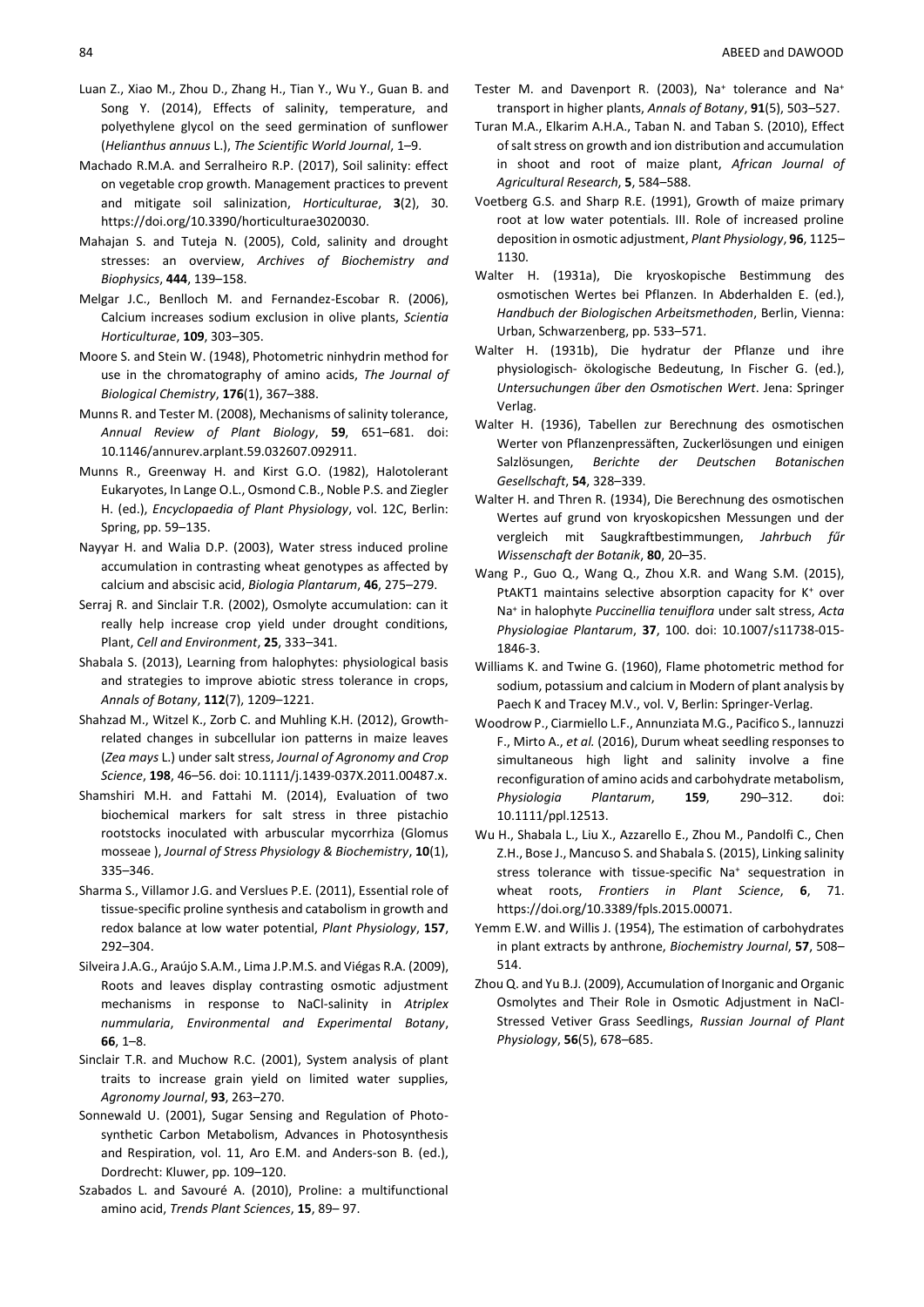Luan Z., Xiao M., Zhou D., Zhang H., Tian Y., Wu Y., Guan B. and Song Y. (2014), Effects of salinity, temperature, and polyethylene glycol on the seed germination of sunflower (*Helianthus annuus* L.), *The Scientific World Journal*, 1–9.

Machado R.M.A. and Serralheiro R.P. (2017), Soil salinity: effect on vegetable crop growth. Management practices to prevent and mitigate soil salinization, *Horticulturae*, **3**(2), 30. https://doi.org/10.3390/horticulturae3020030.

Mahajan S. and Tuteja N. (2005), Cold, salinity and drought stresses: an overview, *Archives of Biochemistry and Biophysics*, **444**, 139–158.

Melgar J.C., Benlloch M. and Fernandez-Escobar R. (2006), Calcium increases sodium exclusion in olive plants, *Scientia Horticulturae*, **109**, 303–305.

Moore S. and Stein W. (1948), Photometric ninhydrin method for use in the chromatography of amino acids, *The Journal of Biological Chemistry*, **176**(1), 367–388.

Munns R. and Tester M. (2008), Mechanisms of salinity tolerance, *Annual Review of Plant Biology*, **59**, 651–681. doi: 10.1146/annurev.arplant.59.032607.092911.

Munns R., Greenway H. and Kirst G.O. (1982), Halotolerant Eukaryotes, In Lange O.L., Osmond C.B., Noble P.S. and Ziegler H. (ed.), *Encyclopaedia of Plant Physiology*, vol. 12C, Berlin: Spring, pp. 59–135.

Nayyar H. and Walia D.P. (2003), Water stress induced proline accumulation in contrasting wheat genotypes as affected by calcium and abscisic acid, *Biologia Plantarum*, **46**, 275–279.

Serraj R. and Sinclair T.R. (2002), Osmolyte accumulation: can it really help increase crop yield under drought conditions, Plant, *Cell and Environment*, **25**, 333–341.

Shabala S. (2013), Learning from halophytes: physiological basis and strategies to improve abiotic stress tolerance in crops, *Annals of Botany*, **112**(7), 1209–1221.

Shahzad M., Witzel K., Zorb C. and Muhling K.H. (2012), Growth-related changes in subcellular ion patterns in maize leaves (*Zea mays* L.) under salt stress, *Journal of Agronomy and Crop Science*, **198**, 46–56. doi: 10.1111/j.1439-037X.2011.00487.x.

Shamshiri M.H. and Fattahi M. (2014), Evaluation of two biochemical markers for salt stress in three pistachio rootstocks inoculated with arbuscular mycorrhiza (Glomus mosseae ), *Journal of Stress Physiology & Biochemistry*, **10**(1), 335–346.

Sharma S., Villamor J.G. and Verslues P.E. (2011), Essential role of tissue-specific proline synthesis and catabolism in growth and redox balance at low water potential, *Plant Physiology*, **157**, 292–304.

Silveira J.A.G., Araújo S.A.M., Lima J.P.M.S. and Viégas R.A. (2009), Roots and leaves display contrasting osmotic adjustment mechanisms in response to NaCl-salinity in *Atriplex nummularia*, *Environmental and Experimental Botany*, **66**, 1–8.

Sinclair T.R. and Muchow R.C. (2001), System analysis of plant traits to increase grain yield on limited water supplies, *Agronomy Journal*, **93**, 263–270.

Sonnewald U. (2001), Sugar Sensing and Regulation of Photosynthetic Carbon Metabolism, Advances in Photosynthesis and Respiration, vol. 11, Aro E.M. and Anders-son B. (ed.), Dordrecht: Kluwer, pp. 109–120.

Szabados L. and Savouré A. (2010), Proline: a multifunctional amino acid, *Trends Plant Sciences*, **15**, 89– 97.

Tester M. and Davenport R. (2003), $Na^+$ tolerance and $Na^+$ transport in higher plants, *Annals of Botany*, **91**(5), 503–527.

Turan M.A., Elkarim A.H.A., Taban N. and Taban S. (2010), Effect of salt stress on growth and ion distribution and accumulation in shoot and root of maize plant, *African Journal of Agricultural Research*, **5**, 584–588.

Voetberg G.S. and Sharp R.E. (1991), Growth of maize primary root at low water potentials. III. Role of increased proline deposition in osmotic adjustment, *Plant Physiology*, **96**, 1125–1130.

Walter H. (1931a), Die kryoskopische Bestimmung des osmotischen Wertes bei Pflanzen. In Abderhalden E. (ed.), *Handbuch der Biologischen Arbeitsmethoden*, Berlin, Vienna: Urban, Schwarzenberg, pp. 533–571.

Walter H. (1931b), Die hydratur der Pflanze und ihre physiologisch- ökologische Bedeutung, In Fischer G. (ed.), *Untersuchungen űber den Osmotischen Wert*. Jena: Springer Verlag.

Walter H. (1936), Tabellen zur Berechnung des osmotischen Werter von Pflanzenpressäften, Zuckerlösungen und einigen Salzlösungen, *Berichte der Deutschen Botanischen Gesellschaft*, **54**, 328–339.

Walter H. and Thren R. (1934), Die Berechnung des osmotischen Wertes auf grund von kryoskopicshen Messungen und der vergleich mit Saugkraftbestimmungen, *Jahrbuch fűr Wissenschaft der Botanik*, **80**, 20–35.

Wang P., Guo Q., Wang Q., Zhou X.R. and Wang S.M. (2015), PtAKT1 maintains selective absorption capacity for $K^+$ over $Na^+$ in halophyte *Puccinellia tenuiflora* under salt stress, *Acta Physiologiae Plantarum*, **37**, 100. doi: 10.1007/s11738-015-1846-3.

Williams K. and Twine G. (1960), Flame photometric method for sodium, potassium and calcium in Modern of plant analysis by Paech K and Tracey M.V., vol. V, Berlin: Springer-Verlag.

Woodrow P., Ciarmiello L.F., Annunziata M.G., Pacifico S., Iannuzzi F., Mirto A., *et al.* (2016), Durum wheat seedling responses to simultaneous high light and salinity involve a fine reconfiguration of amino acids and carbohydrate metabolism, *Physiologia Plantarum*, **159**, 290–312. doi: 10.1111/ppl.12513.

Wu H., Shabala L., Liu X., Azzarello E., Zhou M., Pandolfi C., Chen Z.H., Bose J., Mancuso S. and Shabala S. (2015), Linking salinity stress tolerance with tissue-specific $Na^+$ sequestration in wheat roots, *Frontiers in Plant Science*, **6**, 71. https://doi.org/10.3389/fpls.2015.00071.

Yemm E.W. and Willis J. (1954), The estimation of carbohydrates in plant extracts by anthrone, *Biochemistry Journal*, **57**, 508–514.

Zhou Q. and Yu B.J. (2009), Accumulation of Inorganic and Organic Osmolytes and Their Role in Osmotic Adjustment in NaCl-Stressed Vetiver Grass Seedlings, *Russian Journal of Plant Physiology*, **56**(5), 678–685.